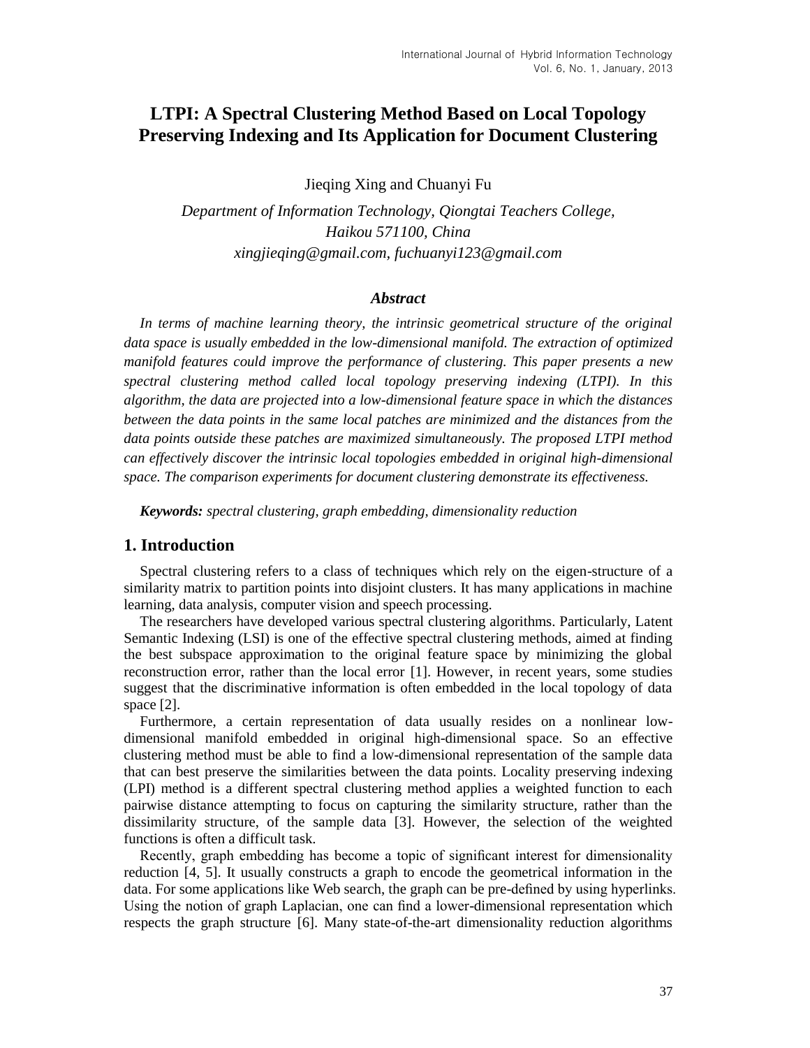# LTPI: A Spectral Clustering Method Based on Local Topology Preserving Indexing and Its Application for Document Clustering

Jieqing Xing and Chuanyi Fu

*Department of Information Technology, Qiongtai Teachers College, Haikou 571100, China*
*xingjieqing@gmail.com, fuchuanyi123@gmail.com*

### *Abstract*

*In terms of machine learning theory, the intrinsic geometrical structure of the original data space is usually embedded in the low-dimensional manifold. The extraction of optimized manifold features could improve the performance of clustering. This paper presents a new spectral clustering method called local topology preserving indexing (LTPI). In this algorithm, the data are projected into a low-dimensional feature space in which the distances between the data points in the same local patches are minimized and the distances from the data points outside these patches are maximized simultaneously. The proposed LTPI method can effectively discover the intrinsic local topologies embedded in original high-dimensional space. The comparison experiments for document clustering demonstrate its effectiveness.*

***Keywords:*** *spectral clustering, graph embedding, dimensionality reduction*

## 1. Introduction

Spectral clustering refers to a class of techniques which rely on the eigen-structure of a similarity matrix to partition points into disjoint clusters. It has many applications in machine learning, data analysis, computer vision and speech processing.

The researchers have developed various spectral clustering algorithms. Particularly, Latent Semantic Indexing (LSI) is one of the effective spectral clustering methods, aimed at finding the best subspace approximation to the original feature space by minimizing the global reconstruction error, rather than the local error [1]. However, in recent years, some studies suggest that the discriminative information is often embedded in the local topology of data space [2].

Furthermore, a certain representation of data usually resides on a nonlinear low-dimensional manifold embedded in original high-dimensional space. So an effective clustering method must be able to find a low-dimensional representation of the sample data that can best preserve the similarities between the data points. Locality preserving indexing (LPI) method is a different spectral clustering method applies a weighted function to each pairwise distance attempting to focus on capturing the similarity structure, rather than the dissimilarity structure, of the sample data [3]. However, the selection of the weighted functions is often a difficult task.

Recently, graph embedding has become a topic of significant interest for dimensionality reduction [4, 5]. It usually constructs a graph to encode the geometrical information in the data. For some applications like Web search, the graph can be pre-defined by using hyperlinks. Using the notion of graph Laplacian, one can find a lower-dimensional representation which respects the graph structure [6]. Many state-of-the-art dimensionality reduction algorithms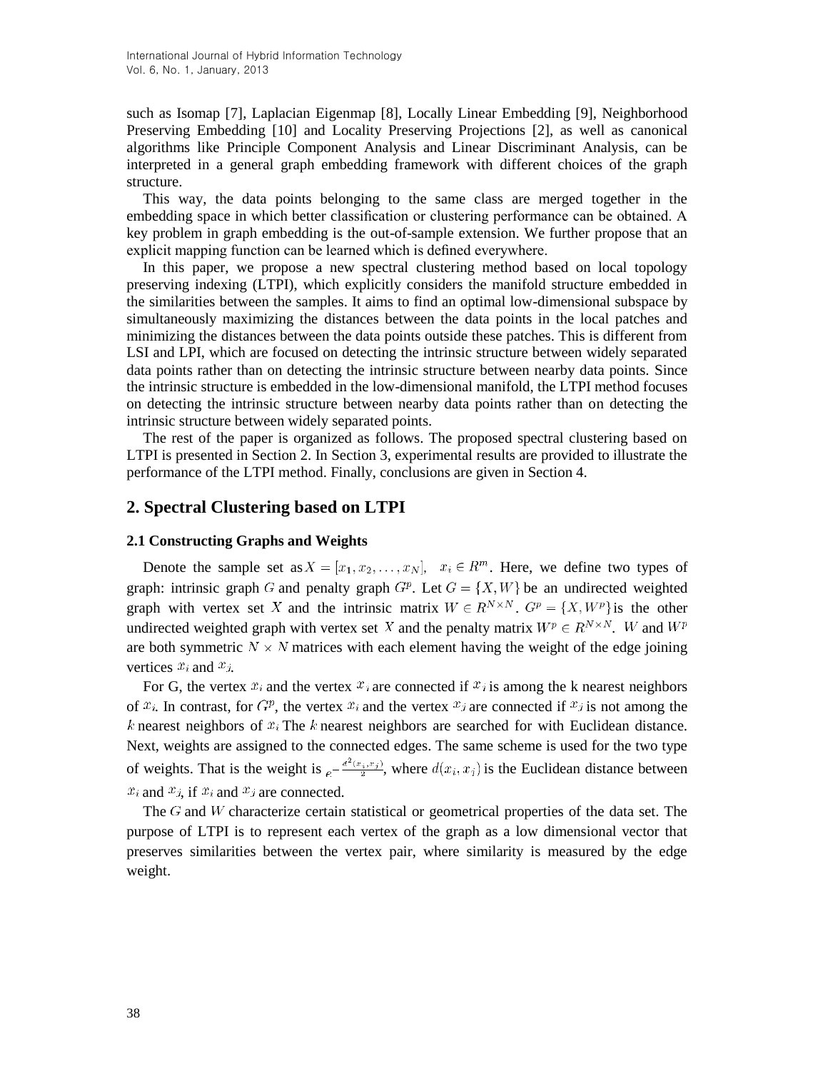such as Isomap [7], Laplacian Eigenmap [8], Locally Linear Embedding [9], Neighborhood Preserving Embedding [10] and Locality Preserving Projections [2], as well as canonical algorithms like Principle Component Analysis and Linear Discriminant Analysis, can be interpreted in a general graph embedding framework with different choices of the graph structure.

This way, the data points belonging to the same class are merged together in the embedding space in which better classification or clustering performance can be obtained. A key problem in graph embedding is the out-of-sample extension. We further propose that an explicit mapping function can be learned which is defined everywhere.

In this paper, we propose a new spectral clustering method based on local topology preserving indexing (LTPI), which explicitly considers the manifold structure embedded in the similarities between the samples. It aims to find an optimal low-dimensional subspace by simultaneously maximizing the distances between the data points in the local patches and minimizing the distances between the data points outside these patches. This is different from LSI and LPI, which are focused on detecting the intrinsic structure between widely separated data points rather than on detecting the intrinsic structure between nearby data points. Since the intrinsic structure is embedded in the low-dimensional manifold, the LTPI method focuses on detecting the intrinsic structure between nearby data points rather than on detecting the intrinsic structure between widely separated points.

The rest of the paper is organized as follows. The proposed spectral clustering based on LTPI is presented in Section 2. In Section 3, experimental results are provided to illustrate the performance of the LTPI method. Finally, conclusions are given in Section 4.

## 2. Spectral Clustering based on LTPI

### 2.1 Constructing Graphs and Weights

Denote the sample set as $X = [x_1, x_2, \ldots, x_N], \quad x_i \in R^m$. Here, we define two types of graph: intrinsic graph $G$ and penalty graph $G^p$. Let $G = \{X, W\}$ be an undirected weighted graph with vertex set $X$ and the intrinsic matrix $W \in R^{N \times N}$. $G^p = \{X, W^p\}$ is the other undirected weighted graph with vertex set $X$ and the penalty matrix $W^p \in R^{N \times N}$. $W$ and $W^p$ are both symmetric $N \times N$ matrices with each element having the weight of the edge joining vertices $x_i$ and $x_j$.

For G, the vertex $x_i$ and the vertex $x_j$ are connected if $x_j$ is among the k nearest neighbors of $x_i$. In contrast, for $G^p$, the vertex $x_i$ and the vertex $x_j$ are connected if $x_j$ is not among the $k$ nearest neighbors of $x_i$ The $k$ nearest neighbors are searched for with Euclidean distance. Next, weights are assigned to the connected edges. The same scheme is used for the two type of weights. That is the weight is $e^{-\frac{d^2(x_i, x_j)}{2}}$, where $d(x_i, x_j)$ is the Euclidean distance between $x_i$ and $x_j$, if $x_i$ and $x_j$ are connected.

The $G$ and $W$ characterize certain statistical or geometrical properties of the data set. The purpose of LTPI is to represent each vertex of the graph as a low dimensional vector that preserves similarities between the vertex pair, where similarity is measured by the edge weight.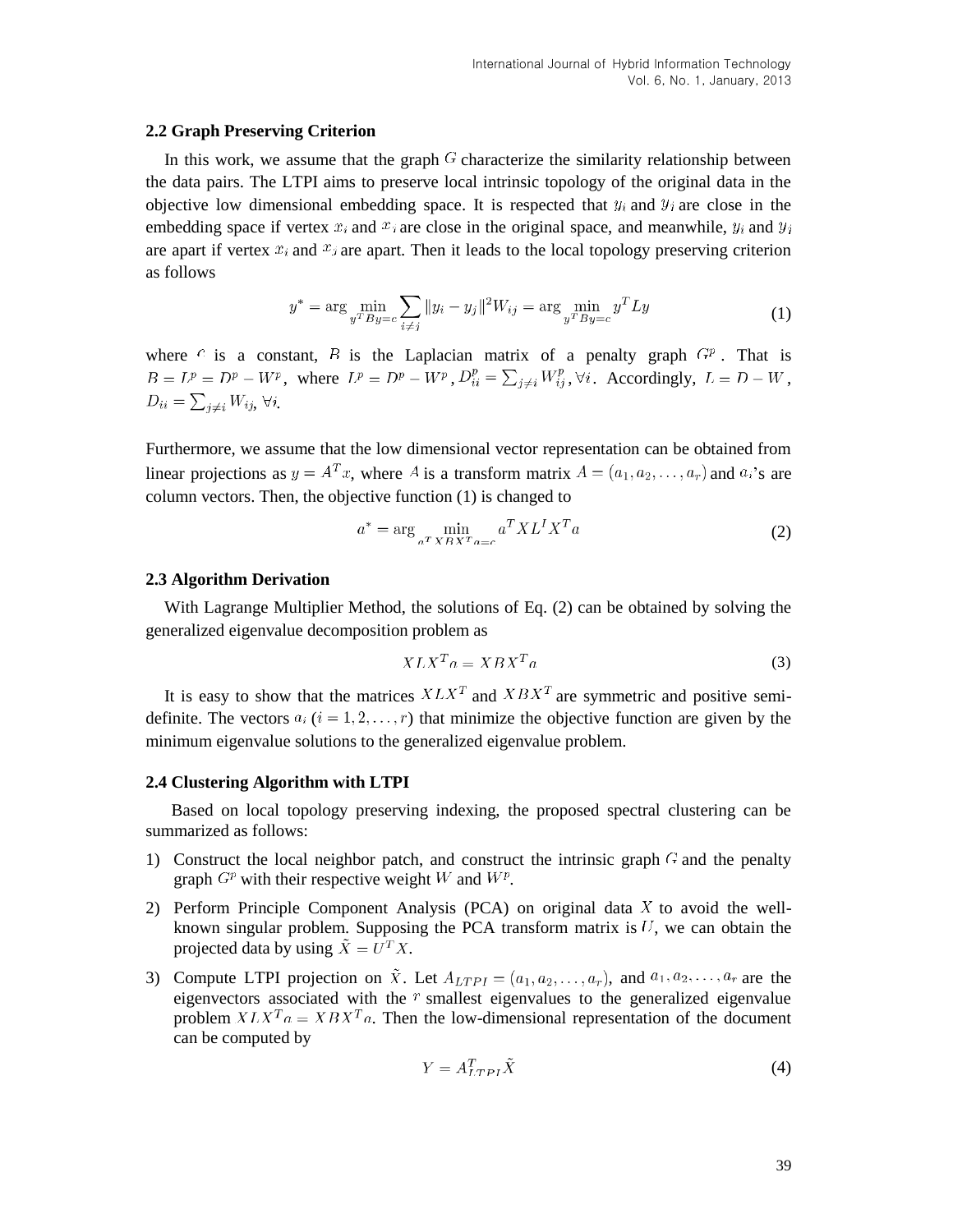### 2.2 Graph Preserving Criterion

In this work, we assume that the graph $G$ characterize the similarity relationship between the data pairs. The LTPI aims to preserve local intrinsic topology of the original data in the objective low dimensional embedding space. It is respected that $y_i$ and $y_j$ are close in the embedding space if vertex $x_i$ and $x_j$ are close in the original space, and meanwhile, $y_i$ and $y_j$ are apart if vertex $x_i$ and $x_j$ are apart. Then it leads to the local topology preserving criterion as follows

$$y^* = \arg\min_{y^T By=c} \sum_{i \neq j} \|y_i - y_j\|^2 W_{ij} = \arg\min_{y^T By=c} y^T L y \tag{1}$$

where $c$ is a constant, $B$ is the Laplacian matrix of a penalty graph $G^p$. That is $B = L^p = D^p - W^p$, where $L^p = D^p - W^p$, $D^p_{ii} = \sum_{j \neq i} W^p_{ij}, \forall i$. Accordingly, $L = D - W$, $D_{ii} = \sum_{j \neq i} W_{ij}, \forall i$.

Furthermore, we assume that the low dimensional vector representation can be obtained from linear projections as $y = A^T x$, where $A$ is a transform matrix $A = (a_1, a_2, \ldots, a_r)$ and $a_i$'s are column vectors. Then, the objective function (1) is changed to

$$a^* = \arg\min_{a^T XBX^T a=c} a^T X L^I X^T a \tag{2}$$

### 2.3 Algorithm Derivation

With Lagrange Multiplier Method, the solutions of Eq. (2) can be obtained by solving the generalized eigenvalue decomposition problem as

$$XLX^T a = XBX^T a \tag{3}$$

It is easy to show that the matrices $XLX^T$ and $XBX^T$ are symmetric and positive semi-definite. The vectors $a_i$ $(i = 1, 2, \ldots, r)$ that minimize the objective function are given by the minimum eigenvalue solutions to the generalized eigenvalue problem.

### 2.4 Clustering Algorithm with LTPI

Based on local topology preserving indexing, the proposed spectral clustering can be summarized as follows:

1) Construct the local neighbor patch, and construct the intrinsic graph $G$ and the penalty graph $G^p$ with their respective weight $W$ and $W^p$.
2) Perform Principle Component Analysis (PCA) on original data $X$ to avoid the well-known singular problem. Supposing the PCA transform matrix is $U$, we can obtain the projected data by using $\tilde{X} = U^T X$.
3) Compute LTPI projection on $\tilde{X}$. Let $A_{LTPI} = (a_1, a_2, \ldots, a_r)$, and $a_1, a_2, \ldots, a_r$ are the eigenvectors associated with the $r$ smallest eigenvalues to the generalized eigenvalue problem $XLX^T a = XBX^T a$. Then the low-dimensional representation of the document can be computed by

$$Y = A^T_{LTPI} \tilde{X} \tag{4}$$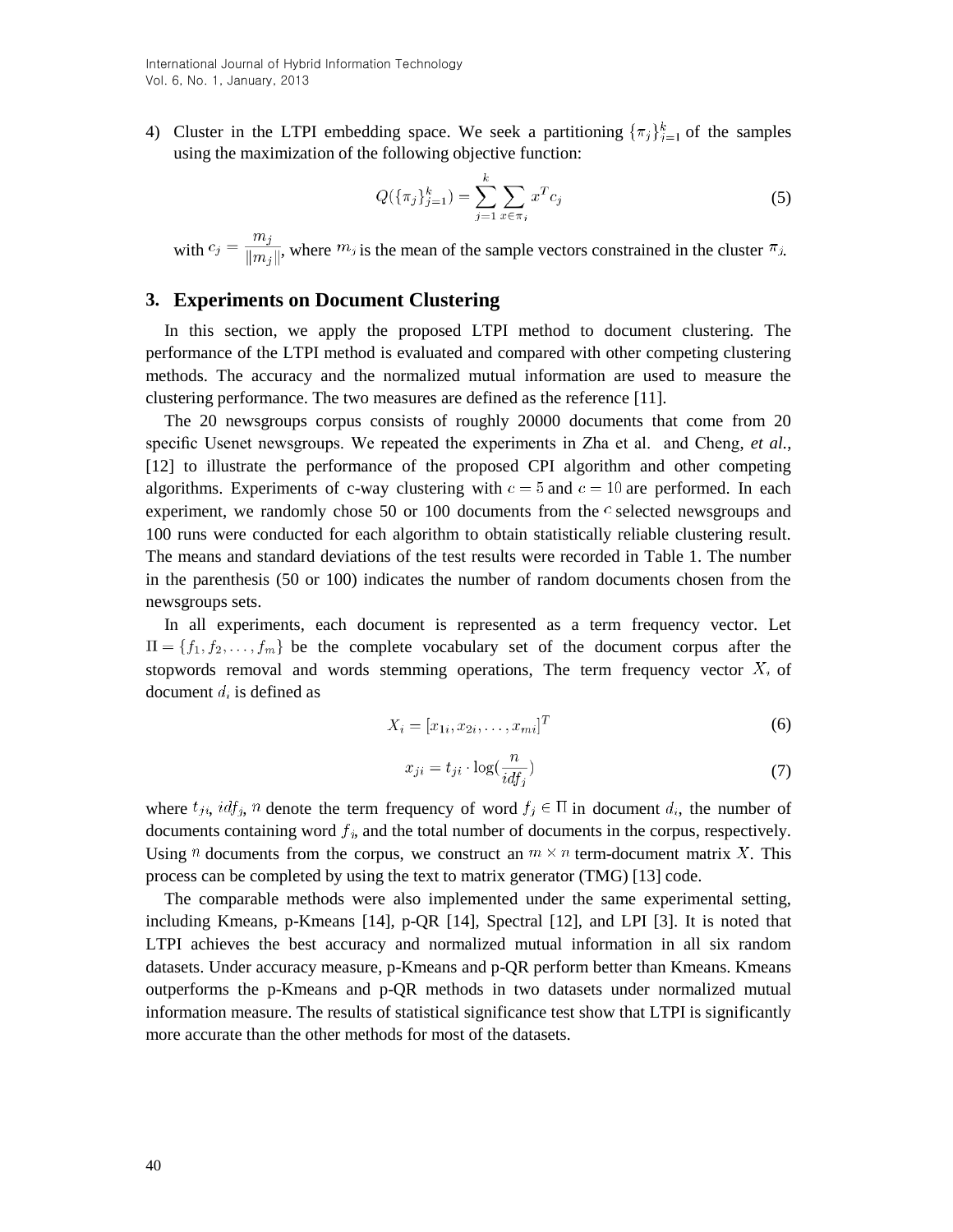4) Cluster in the LTPI embedding space. We seek a partitioning $\{\pi_j\}_{j=1}^k$ of the samples using the maximization of the following objective function:

$$Q(\{\pi_j\}_{j=1}^k) = \sum_{j=1}^{k} \sum_{x \in \pi_j} x^T c_j \tag{5}$$

with $c_j = \frac{m_j}{\|m_j\|}$, where $m_j$ is the mean of the sample vectors constrained in the cluster $\pi_j$.

## 3. Experiments on Document Clustering

In this section, we apply the proposed LTPI method to document clustering. The performance of the LTPI method is evaluated and compared with other competing clustering methods. The accuracy and the normalized mutual information are used to measure the clustering performance. The two measures are defined as the reference [11].

The 20 newsgroups corpus consists of roughly 20000 documents that come from 20 specific Usenet newsgroups. We repeated the experiments in Zha et al. and Cheng, *et al.*, [12] to illustrate the performance of the proposed CPI algorithm and other competing algorithms. Experiments of c-way clustering with $c = 5$ and $c = 10$ are performed. In each experiment, we randomly chose 50 or 100 documents from the $c$ selected newsgroups and 100 runs were conducted for each algorithm to obtain statistically reliable clustering result. The means and standard deviations of the test results were recorded in Table 1. The number in the parenthesis (50 or 100) indicates the number of random documents chosen from the newsgroups sets.

In all experiments, each document is represented as a term frequency vector. Let $\Pi = \{f_1, f_2, \ldots, f_m\}$ be the complete vocabulary set of the document corpus after the stopwords removal and words stemming operations, The term frequency vector $X_i$ of document $d_i$ is defined as

$$X_i = [x_{1i}, x_{2i}, \ldots, x_{mi}]^T \tag{6}$$

$$x_{ji} = t_{ji} \cdot \log(\frac{n}{idf_j}) \tag{7}$$

where $t_{ji}$, $idf_j$, $n$ denote the term frequency of word $f_j \in \Pi$ in document $d_i$, the number of documents containing word $f_j$, and the total number of documents in the corpus, respectively. Using $n$ documents from the corpus, we construct an $m \times n$ term-document matrix $X$. This process can be completed by using the text to matrix generator (TMG) [13] code.

The comparable methods were also implemented under the same experimental setting, including Kmeans, p-Kmeans [14], p-QR [14], Spectral [12], and LPI [3]. It is noted that LTPI achieves the best accuracy and normalized mutual information in all six random datasets. Under accuracy measure, p-Kmeans and p-QR perform better than Kmeans. Kmeans outperforms the p-Kmeans and p-QR methods in two datasets under normalized mutual information measure. The results of statistical significance test show that LTPI is significantly more accurate than the other methods for most of the datasets.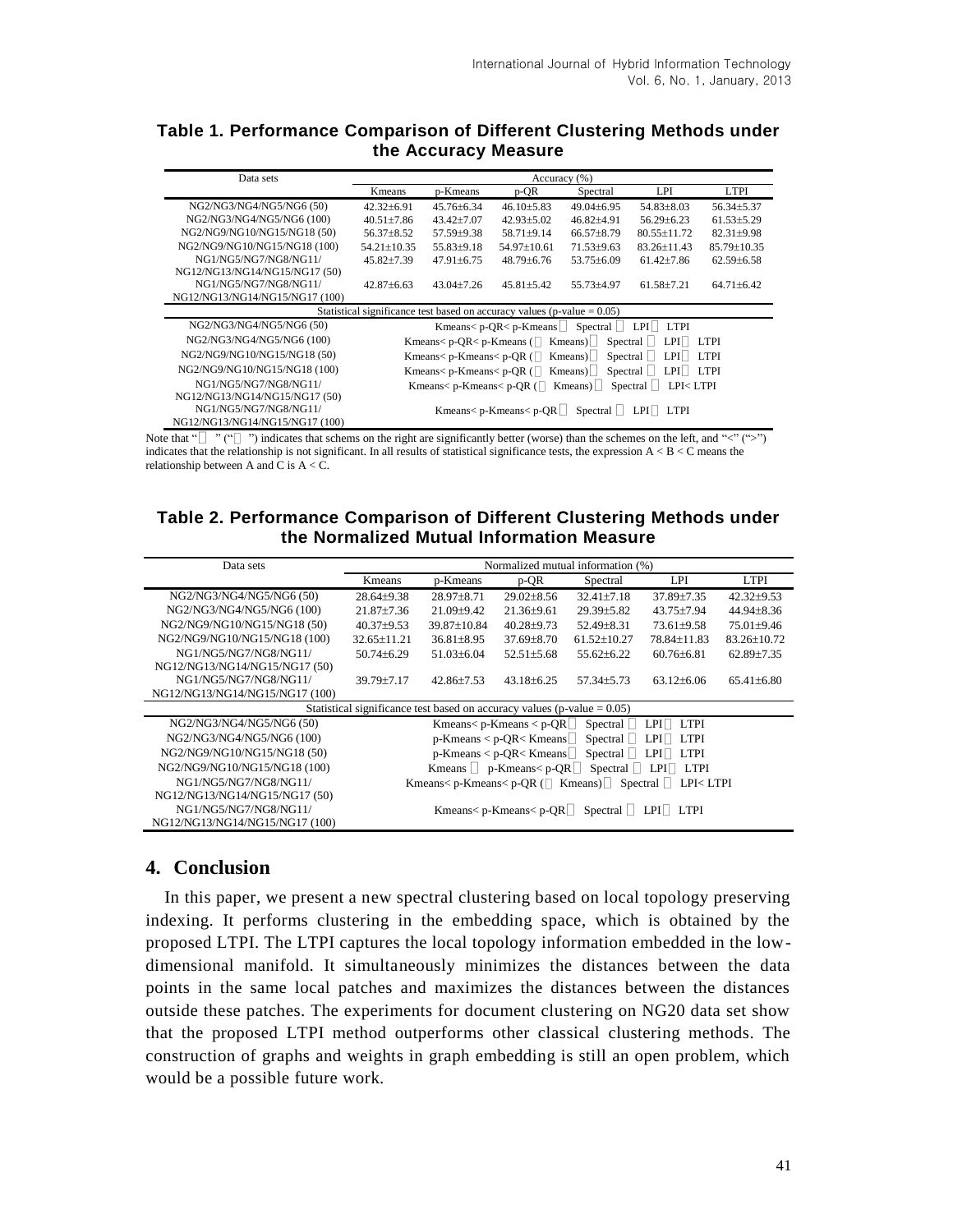**Table 1. Performance Comparison of Different Clustering Methods under the Accuracy Measure**

| Data sets | Accuracy (%) | | | | | |
|---|---|---|---|---|---|---|
| | Kmeans | p-Kmeans | p-QR | Spectral | LPI | LTPI |
| NG2/NG3/NG4/NG5/NG6 (50) | 42.32±6.91 | 45.76±6.34 | 46.10±5.83 | 49.04±6.95 | 54.83±8.03 | 56.34±5.37 |
| NG2/NG3/NG4/NG5/NG6 (100) | 40.51±7.86 | 43.42±7.07 | 42.93±5.02 | 46.82±4.91 | 56.29±6.23 | 61.53±5.29 |
| NG2/NG9/NG10/NG15/NG18 (50) | 56.37±8.52 | 57.59±9.38 | 58.71±9.14 | 66.57±8.79 | 80.55±11.72 | 82.31±9.98 |
| NG2/NG9/NG10/NG15/NG18 (100) | 54.21±10.35 | 55.83±9.18 | 54.97±10.61 | 71.53±9.63 | 83.26±11.43 | 85.79±10.35 |
| NG1/NG5/NG7/NG8/NG11/ NG12/NG13/NG14/NG15/NG17 (50) | 45.82±7.39 | 47.91±6.75 | 48.79±6.76 | 53.75±6.09 | 61.42±7.86 | 62.59±6.58 |
| NG1/NG5/NG7/NG8/NG11/ NG12/NG13/NG14/NG15/NG17 (100) | 42.87±6.63 | 43.04±7.26 | 45.81±5.42 | 55.73±4.97 | 61.58±7.21 | 64.71±6.42 |

| Statistical significance test based on accuracy values (p-value = 0.05) | |
|---|---|
| NG2/NG3/NG4/NG5/NG6 (50) | Kmeans< p-QR< p-Kmeans Spectral LPI LTPI |
| NG2/NG3/NG4/NG5/NG6 (100) | Kmeans< p-QR< p-Kmeans ( Kmeans) Spectral LPI LTPI |
| NG2/NG9/NG10/NG15/NG18 (50) | Kmeans< p-Kmeans< p-QR ( Kmeans) Spectral LPI LTPI |
| NG2/NG9/NG10/NG15/NG18 (100) | Kmeans< p-Kmeans< p-QR ( Kmeans) Spectral LPI LTPI |
| NG1/NG5/NG7/NG8/NG11/ NG12/NG13/NG14/NG15/NG17 (50) | Kmeans< p-Kmeans< p-QR ( Kmeans) Spectral LPI< LTPI |
| NG1/NG5/NG7/NG8/NG11/ NG12/NG13/NG14/NG15/NG17 (100) | Kmeans< p-Kmeans< p-QR Spectral LPI LTPI |

Note that " " (" ") indicates that schems on the right are significantly better (worse) than the schemes on the left, and "<" (">") indicates that the relationship is not significant. In all results of statistical significance tests, the expression A < B < C means the relationship between A and C is A < C.

**Table 2. Performance Comparison of Different Clustering Methods under the Normalized Mutual Information Measure**

| Data sets | Normalized mutual information (%) | | | | | |
|---|---|---|---|---|---|---|
| | Kmeans | p-Kmeans | p-QR | Spectral | LPI | LTPI |
| NG2/NG3/NG4/NG5/NG6 (50) | 28.64±9.38 | 28.97±8.71 | 29.02±8.56 | 32.41±7.18 | 37.89±7.35 | 42.32±9.53 |
| NG2/NG3/NG4/NG5/NG6 (100) | 21.87±7.36 | 21.09±9.42 | 21.36±9.61 | 29.39±5.82 | 43.75±7.94 | 44.94±8.36 |
| NG2/NG9/NG10/NG15/NG18 (50) | 40.37±9.53 | 39.87±10.84 | 40.28±9.73 | 52.49±8.31 | 73.61±9.58 | 75.01±9.46 |
| NG2/NG9/NG10/NG15/NG18 (100) | 32.65±11.21 | 36.81±8.95 | 37.69±8.70 | 61.52±10.27 | 78.84±11.83 | 83.26±10.72 |
| NG1/NG5/NG7/NG8/NG11/ NG12/NG13/NG14/NG15/NG17 (50) | 50.74±6.29 | 51.03±6.04 | 52.51±5.68 | 55.62±6.22 | 60.76±6.81 | 62.89±7.35 |
| NG1/NG5/NG7/NG8/NG11/ NG12/NG13/NG14/NG15/NG17 (100) | 39.79±7.17 | 42.86±7.53 | 43.18±6.25 | 57.34±5.73 | 63.12±6.06 | 65.41±6.80 |

| Statistical significance test based on accuracy values (p-value = 0.05) | |
|---|---|
| NG2/NG3/NG4/NG5/NG6 (50) | Kmeans< p-Kmeans < p-QR Spectral LPI LTPI |
| NG2/NG3/NG4/NG5/NG6 (100) | p-Kmeans < p-QR< Kmeans Spectral LPI LTPI |
| NG2/NG9/NG10/NG15/NG18 (50) | p-Kmeans < p-QR< Kmeans Spectral LPI LTPI |
| NG2/NG9/NG10/NG15/NG18 (100) | Kmeans p-Kmeans< p-QR Spectral LPI LTPI |
| NG1/NG5/NG7/NG8/NG11/ NG12/NG13/NG14/NG15/NG17 (50) | Kmeans< p-Kmeans< p-QR ( Kmeans) Spectral LPI< LTPI |
| NG1/NG5/NG7/NG8/NG11/ NG12/NG13/NG14/NG15/NG17 (100) | Kmeans< p-Kmeans< p-QR Spectral LPI LTPI |

## 4. Conclusion

In this paper, we present a new spectral clustering based on local topology preserving indexing. It performs clustering in the embedding space, which is obtained by the proposed LTPI. The LTPI captures the local topology information embedded in the low-dimensional manifold. It simultaneously minimizes the distances between the data points in the same local patches and maximizes the distances between the distances outside these patches. The experiments for document clustering on NG20 data set show that the proposed LTPI method outperforms other classical clustering methods. The construction of graphs and weights in graph embedding is still an open problem, which would be a possible future work.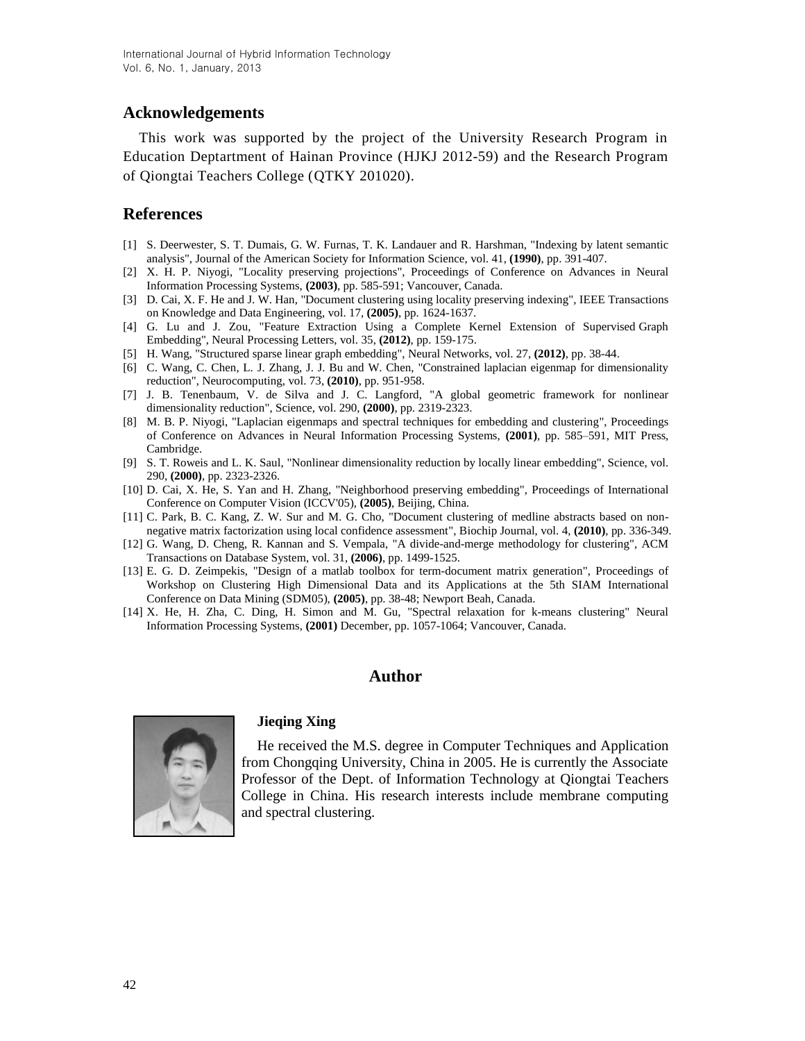## Acknowledgements

This work was supported by the project of the University Research Program in Education Deptartment of Hainan Province (HJKJ 2012-59) and the Research Program of Qiongtai Teachers College (QTKY 201020).

## References

[1] S. Deerwester, S. T. Dumais, G. W. Furnas, T. K. Landauer and R. Harshman, "Indexing by latent semantic analysis", Journal of the American Society for Information Science, vol. 41, **(1990)**, pp. 391-407.

[2] X. H. P. Niyogi, "Locality preserving projections", Proceedings of Conference on Advances in Neural Information Processing Systems, **(2003)**, pp. 585-591; Vancouver, Canada.

[3] D. Cai, X. F. He and J. W. Han, "Document clustering using locality preserving indexing", IEEE Transactions on Knowledge and Data Engineering, vol. 17, **(2005)**, pp. 1624-1637.

[4] G. Lu and J. Zou, "Feature Extraction Using a Complete Kernel Extension of Supervised Graph Embedding", Neural Processing Letters, vol. 35, **(2012)**, pp. 159-175.

[5] H. Wang, "Structured sparse linear graph embedding", Neural Networks, vol. 27, **(2012)**, pp. 38-44.

[6] C. Wang, C. Chen, L. J. Zhang, J. J. Bu and W. Chen, "Constrained laplacian eigenmap for dimensionality reduction", Neurocomputing, vol. 73, **(2010)**, pp. 951-958.

[7] J. B. Tenenbaum, V. de Silva and J. C. Langford, "A global geometric framework for nonlinear dimensionality reduction", Science, vol. 290, **(2000)**, pp. 2319-2323.

[8] M. B. P. Niyogi, "Laplacian eigenmaps and spectral techniques for embedding and clustering", Proceedings of Conference on Advances in Neural Information Processing Systems, **(2001)**, pp. 585–591, MIT Press, Cambridge.

[9] S. T. Roweis and L. K. Saul, "Nonlinear dimensionality reduction by locally linear embedding", Science, vol. 290, **(2000)**, pp. 2323-2326.

[10] D. Cai, X. He, S. Yan and H. Zhang, "Neighborhood preserving embedding", Proceedings of International Conference on Computer Vision (ICCV'05), **(2005)**, Beijing, China.

[11] C. Park, B. C. Kang, Z. W. Sur and M. G. Cho, "Document clustering of medline abstracts based on non-negative matrix factorization using local confidence assessment", Biochip Journal, vol. 4, **(2010)**, pp. 336-349.

[12] G. Wang, D. Cheng, R. Kannan and S. Vempala, "A divide-and-merge methodology for clustering", ACM Transactions on Database System, vol. 31, **(2006)**, pp. 1499-1525.

[13] E. G. D. Zeimpekis, "Design of a matlab toolbox for term-document matrix generation", Proceedings of Workshop on Clustering High Dimensional Data and its Applications at the 5th SIAM International Conference on Data Mining (SDM05), **(2005)**, pp. 38-48; Newport Beah, Canada.

[14] X. He, H. Zha, C. Ding, H. Simon and M. Gu, "Spectral relaxation for k-means clustering" Neural Information Processing Systems, **(2001)** December, pp. 1057-1064; Vancouver, Canada.

## Author

**Jieqing Xing**

He received the M.S. degree in Computer Techniques and Application from Chongqing University, China in 2005. He is currently the Associate Professor of the Dept. of Information Technology at Qiongtai Teachers College in China. His research interests include membrane computing and spectral clustering.